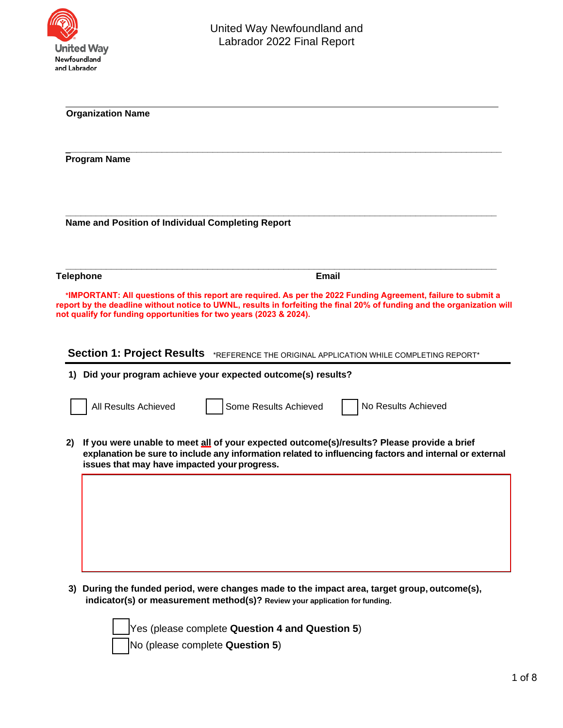# United Way Newfoundland and Labrador 2022 Final Report

**Organization Name**

**Program Name**

**Name and Position of Individual Completing Report**

**Telephone** **Email**

***IMPORTANT: All questions of this report are required. As per the 2022 Funding Agreement, failure to submit a report by the deadline without notice to UWNL, results in forfeiting the final 20% of funding and the organization will not qualify for funding opportunities for two years (2023 & 2024).**

## Section 1: Project Results

*REFERENCE THE ORIGINAL APPLICATION WHILE COMPLETING REPORT*

**1) Did your program achieve your expected outcome(s) results?**

☐ All Results Achieved ☐ Some Results Achieved ☐ No Results Achieved

**2) If you were unable to meet <u>all</u> of your expected outcome(s)/results? Please provide a brief explanation be sure to include any information related to influencing factors and internal or external issues that may have impacted your progress.**

**3) During the funded period, were changes made to the impact area, target group, outcome(s), indicator(s) or measurement method(s)?** **Review your application for funding.**

☐ Yes (please complete **Question 4 and Question 5**)

☐ No (please complete **Question 5**)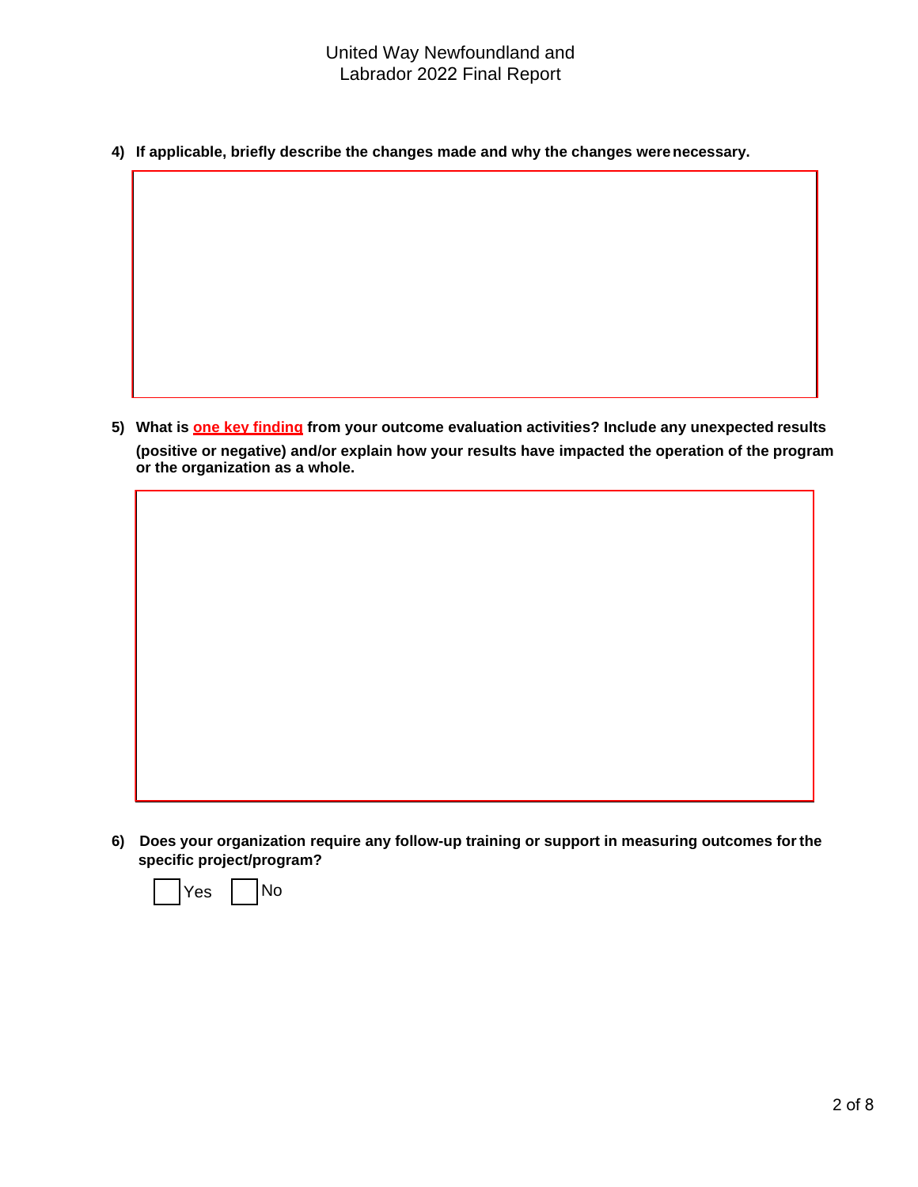**4) If applicable, briefly describe the changes made and why the changes were necessary.**

**5) What is <u>one key finding</u> from your outcome evaluation activities? Include any unexpected results (positive or negative) and/or explain how your results have impacted the operation of the program or the organization as a whole.**

**6) Does your organization require any follow-up training or support in measuring outcomes for the specific project/program?**

☐ Yes ☐ No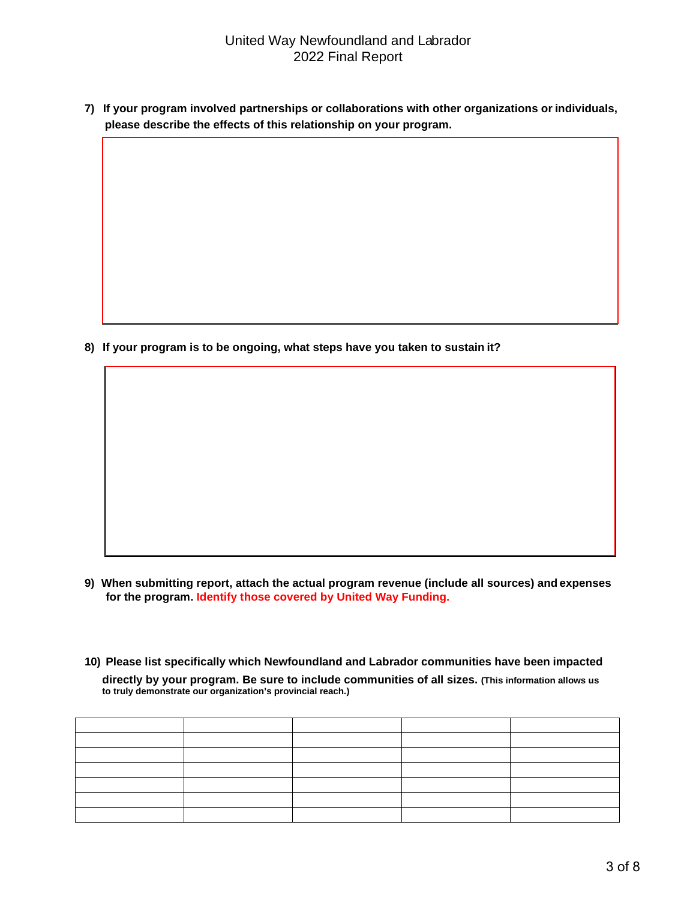**7) If your program involved partnerships or collaborations with other organizations or individuals, please describe the effects of this relationship on your program.**

**8) If your program is to be ongoing, what steps have you taken to sustain it?**

**9) When submitting report, attach the actual program revenue (include all sources) and expenses for the program. Identify those covered by United Way Funding.**

**10) Please list specifically which Newfoundland and Labrador communities have been impacted directly by your program. Be sure to include communities of all sizes.** **(This information allows us to truly demonstrate our organization's provincial reach.)**

| | | | | |
|---|---|---|---|---|
| | | | | |
| | | | | |
| | | | | |
| | | | | |
| | | | | |
| | | | | |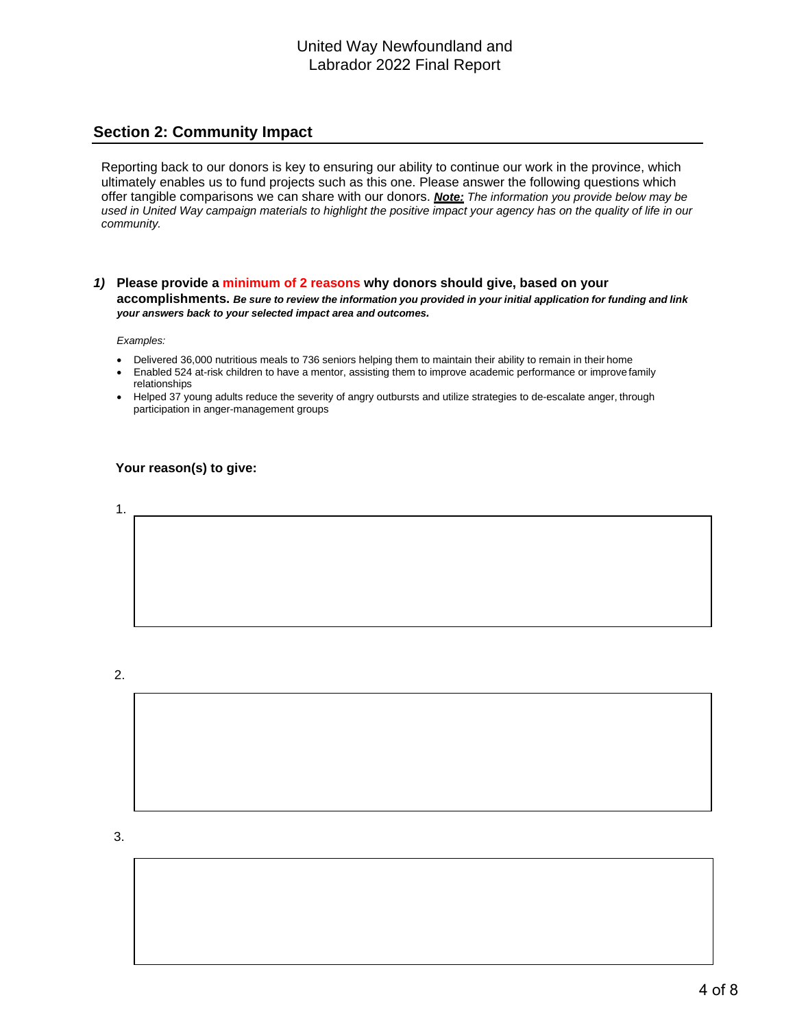## Section 2: Community Impact

Reporting back to our donors is key to ensuring our ability to continue our work in the province, which ultimately enables us to fund projects such as this one. Please answer the following questions which offer tangible comparisons we can share with our donors. ***Note:*** *The information you provide below may be used in United Way campaign materials to highlight the positive impact your agency has on the quality of life in our community.*

***1)*** **Please provide a minimum of 2 reasons why donors should give, based on your accomplishments.** ***Be sure to review the information you provided in your initial application for funding and link your answers back to your selected impact area and outcomes.***

*Examples:*

- Delivered 36,000 nutritious meals to 736 seniors helping them to maintain their ability to remain in their home
- Enabled 524 at-risk children to have a mentor, assisting them to improve academic performance or improve family relationships
- Helped 37 young adults reduce the severity of angry outbursts and utilize strategies to de-escalate anger, through participation in anger-management groups

**Your reason(s) to give:**

1.

2.

3.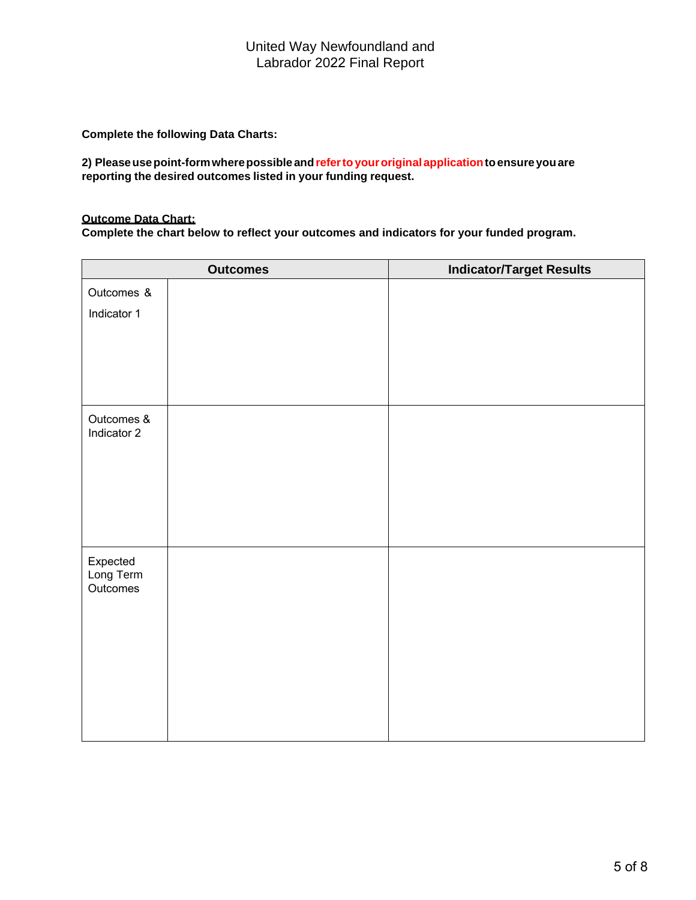**Complete the following Data Charts:**

**2) Please use point-form where possible and refer to your original application to ensure you are reporting the desired outcomes listed in your funding request.**

**Outcome Data Chart:**
**Complete the chart below to reflect your outcomes and indicators for your funded program.**

| Outcomes | | Indicator/Target Results |
|---|---|---|
| Outcomes & Indicator 1 | | |
| Outcomes & Indicator 2 | | |
| Expected Long Term Outcomes | | |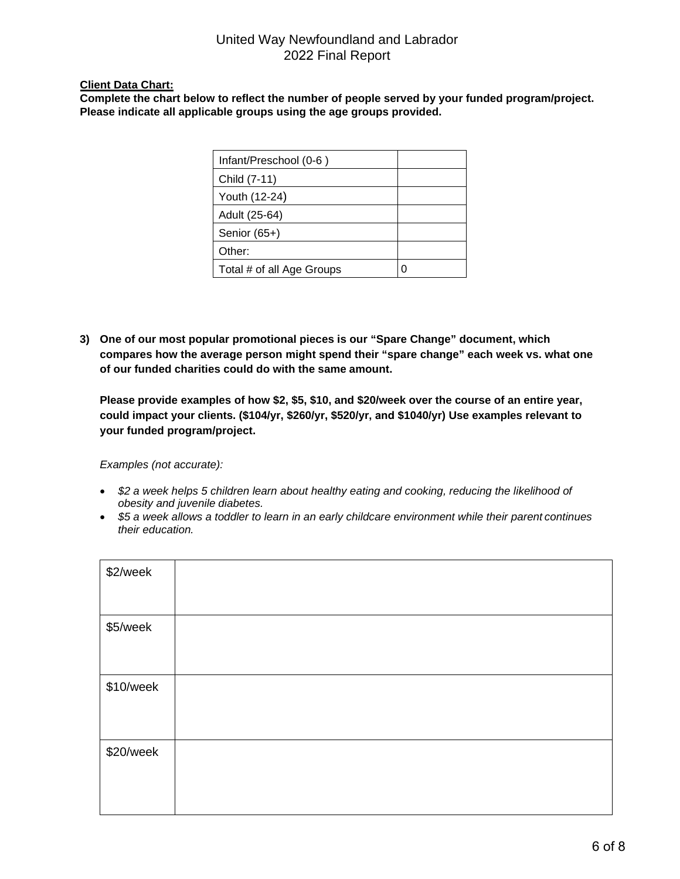**Client Data Chart:**

**Complete the chart below to reflect the number of people served by your funded program/project. Please indicate all applicable groups using the age groups provided.**

| | |
|---|---|
| Infant/Preschool (0-6 ) | |
| Child (7-11) | |
| Youth (12-24) | |
| Adult (25-64) | |
| Senior (65+) | |
| Other: | |
| Total # of all Age Groups | 0 |

**3) One of our most popular promotional pieces is our "Spare Change" document, which compares how the average person might spend their "spare change" each week vs. what one of our funded charities could do with the same amount.**

**Please provide examples of how $2, $5, $10, and $20/week over the course of an entire year, could impact your clients. ($104/yr, $260/yr, $520/yr, and $1040/yr) Use examples relevant to your funded program/project.**

*Examples (not accurate):*

- *$2 a week helps 5 children learn about healthy eating and cooking, reducing the likelihood of obesity and juvenile diabetes.*
- *$5 a week allows a toddler to learn in an early childcare environment while their parent continues their education.*

| | |
|---|---|
| $2/week | |
| $5/week | |
| $10/week | |
| $20/week | |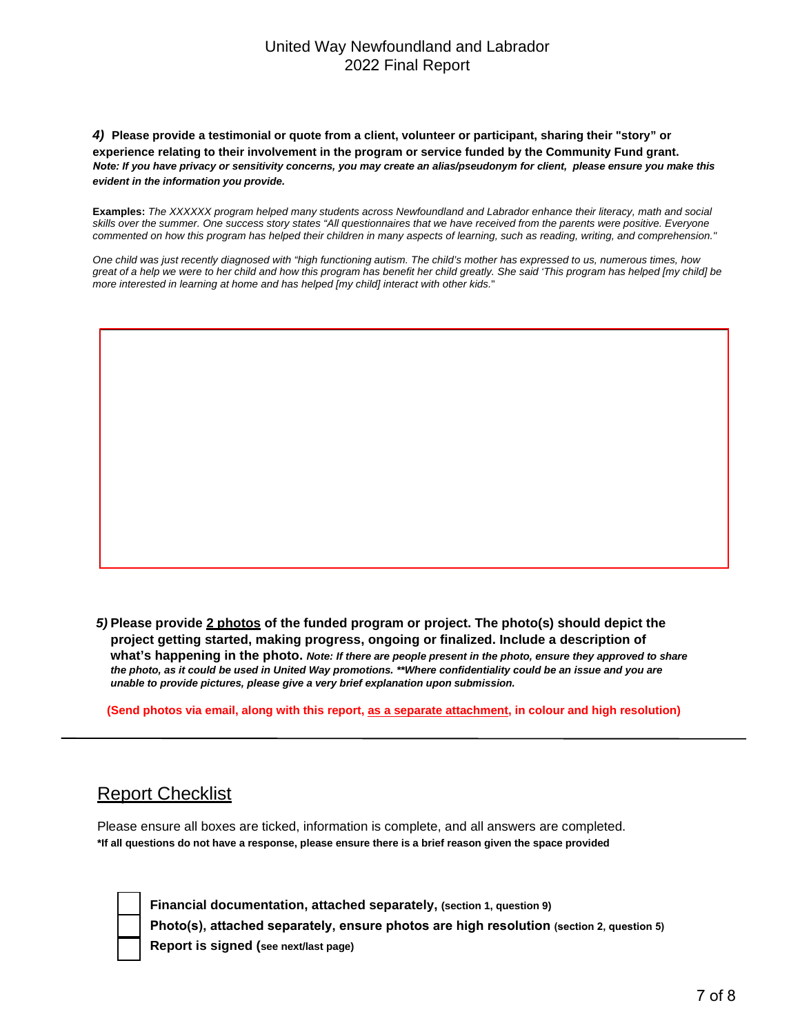***4)*** **Please provide a testimonial or quote from a client, volunteer or participant, sharing their "story" or experience relating to their involvement in the program or service funded by the Community Fund grant.**
***Note: If you have privacy or sensitivity concerns, you may create an alias/pseudonym for client, please ensure you make this evident in the information you provide.***

**Examples:** *The XXXXXX program helped many students across Newfoundland and Labrador enhance their literacy, math and social skills over the summer. One success story states "All questionnaires that we have received from the parents were positive. Everyone commented on how this program has helped their children in many aspects of learning, such as reading, writing, and comprehension."*

*One child was just recently diagnosed with "high functioning autism. The child's mother has expressed to us, numerous times, how great of a help we were to her child and how this program has benefit her child greatly. She said 'This program has helped [my child] be more interested in learning at home and has helped [my child] interact with other kids."*

***5)*** **Please provide <u>2 photos</u> of the funded program or project. The photo(s) should depict the project getting started, making progress, ongoing or finalized. Include a description of what's happening in the photo.** ***Note: If there are people present in the photo, ensure they approved to share the photo, as it could be used in United Way promotions. **Where confidentiality could be an issue and you are unable to provide pictures, please give a very brief explanation upon submission.***

**(Send photos via email, along with this report, <u>as a separate attachment</u>, in colour and high resolution)**

---

## Report Checklist

Please ensure all boxes are ticked, information is complete, and all answers are completed.
**\*If all questions do not have a response, please ensure there is a brief reason given the space provided**

- ☐ **Financial documentation, attached separately, (section 1, question 9)**
- ☐ **Photo(s), attached separately, ensure photos are high resolution (section 2, question 5)**
- ☐ **Report is signed (see next/last page)**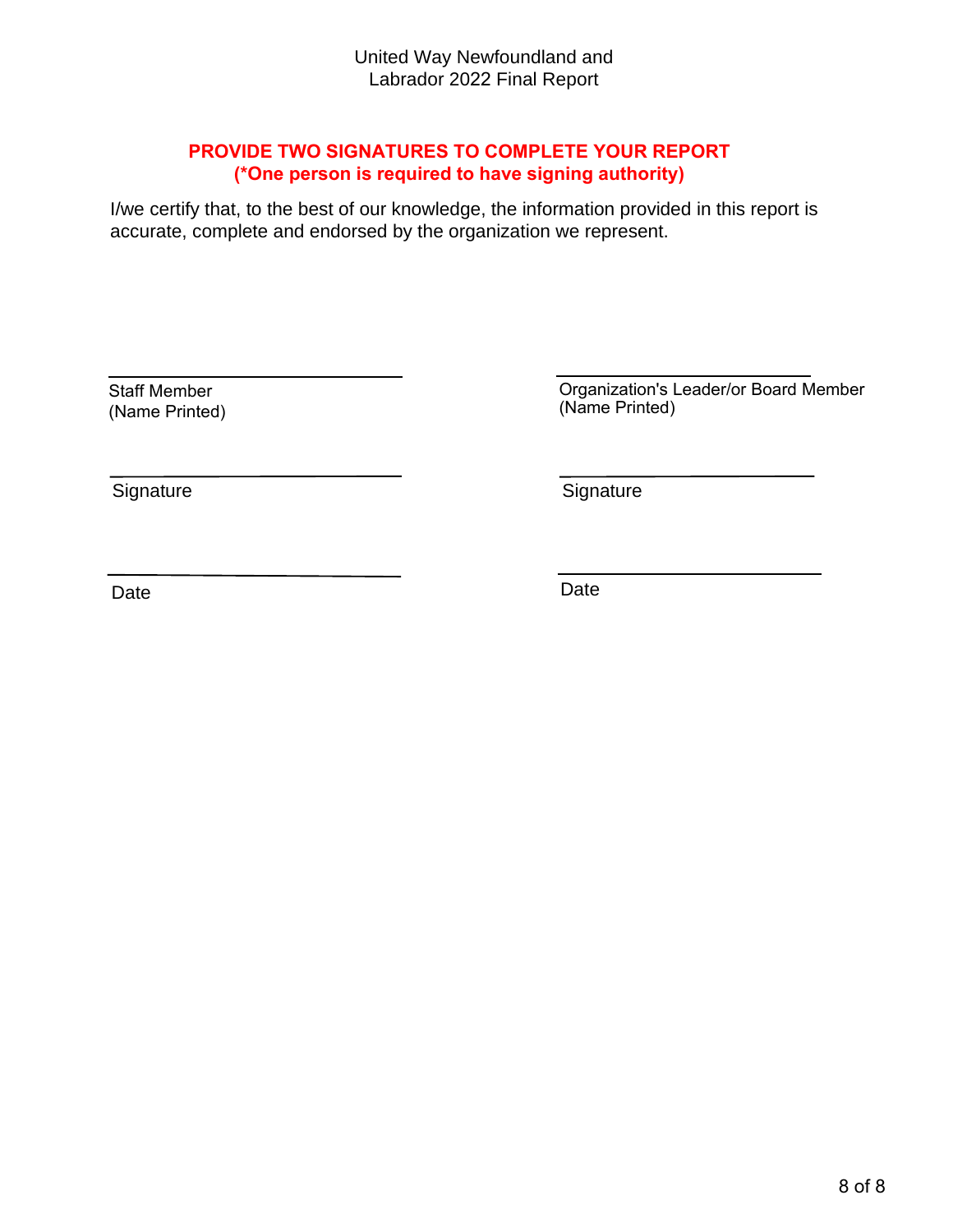**PROVIDE TWO SIGNATURES TO COMPLETE YOUR REPORT**
**(*One person is required to have signing authority)**

I/we certify that, to the best of our knowledge, the information provided in this report is accurate, complete and endorsed by the organization we represent.

| | |
|---|---|
| ______________________________ | ______________________________ |
| Staff Member (Name Printed) | Organization's Leader/or Board Member (Name Printed) |
| ______________________________ | ______________________________ |
| Signature | Signature |
| ______________________________ | ______________________________ |
| Date | Date |